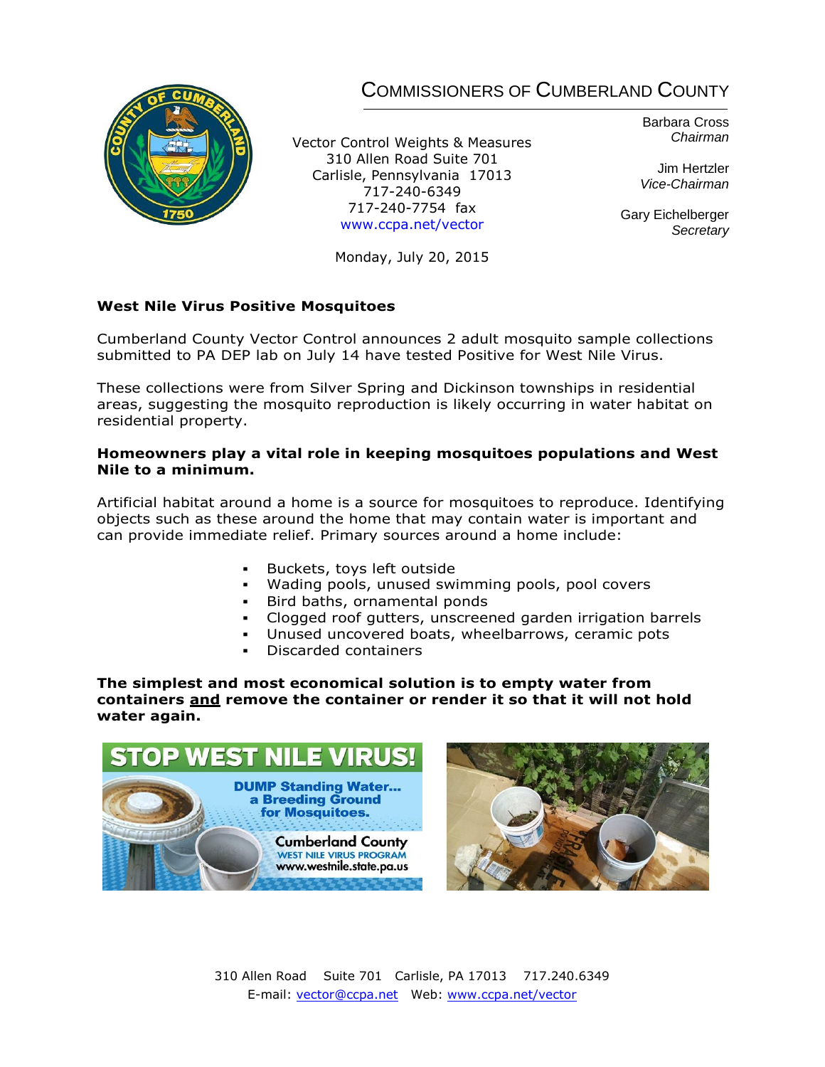# Commissioners of Cumberland County

Vector Control Weights & Measures
310 Allen Road Suite 701
Carlisle, Pennsylvania 17013
717-240-6349
717-240-7754 fax
www.ccpa.net/vector

Barbara Cross
*Chairman*

Jim Hertzler
*Vice-Chairman*

Gary Eichelberger
*Secretary*

Monday, July 20, 2015

## West Nile Virus Positive Mosquitoes

Cumberland County Vector Control announces 2 adult mosquito sample collections submitted to PA DEP lab on July 14 have tested Positive for West Nile Virus.

These collections were from Silver Spring and Dickinson townships in residential areas, suggesting the mosquito reproduction is likely occurring in water habitat on residential property.

**Homeowners play a vital role in keeping mosquitoes populations and West Nile to a minimum.**

Artificial habitat around a home is a source for mosquitoes to reproduce. Identifying objects such as these around the home that may contain water is important and can provide immediate relief. Primary sources around a home include:

- Buckets, toys left outside
- Wading pools, unused swimming pools, pool covers
- Bird baths, ornamental ponds
- Clogged roof gutters, unscreened garden irrigation barrels
- Unused uncovered boats, wheelbarrows, ceramic pots
- Discarded containers

**The simplest and most economical solution is to empty water from containers and remove the container or render it so that it will not hold water again.**

STOP WEST NILE VIRUS!

DUMP Standing Water... a Breeding Ground for Mosquitoes.

Cumberland County
WEST NILE VIRUS PROGRAM
www.westnile.state.pa.us

310 Allen Road Suite 701 Carlisle, PA 17013 717.240.6349
E-mail: vector@ccpa.net Web: www.ccpa.net/vector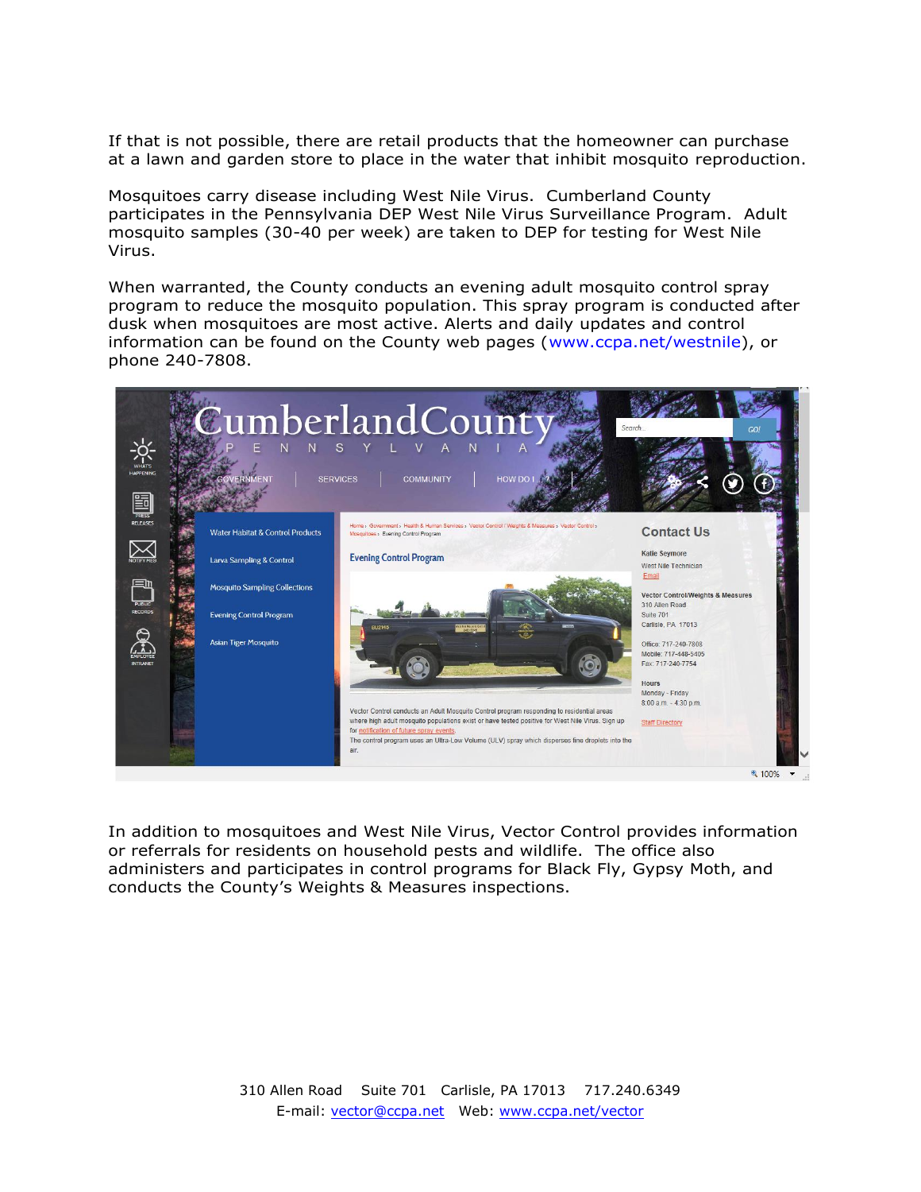If that is not possible, there are retail products that the homeowner can purchase at a lawn and garden store to place in the water that inhibit mosquito reproduction.

Mosquitoes carry disease including West Nile Virus. Cumberland County participates in the Pennsylvania DEP West Nile Virus Surveillance Program. Adult mosquito samples (30-40 per week) are taken to DEP for testing for West Nile Virus.

When warranted, the County conducts an evening adult mosquito control spray program to reduce the mosquito population. This spray program is conducted after dusk when mosquitoes are most active. Alerts and daily updates and control information can be found on the County web pages (www.ccpa.net/westnile), or phone 240-7808.

In addition to mosquitoes and West Nile Virus, Vector Control provides information or referrals for residents on household pests and wildlife. The office also administers and participates in control programs for Black Fly, Gypsy Moth, and conducts the County's Weights & Measures inspections.